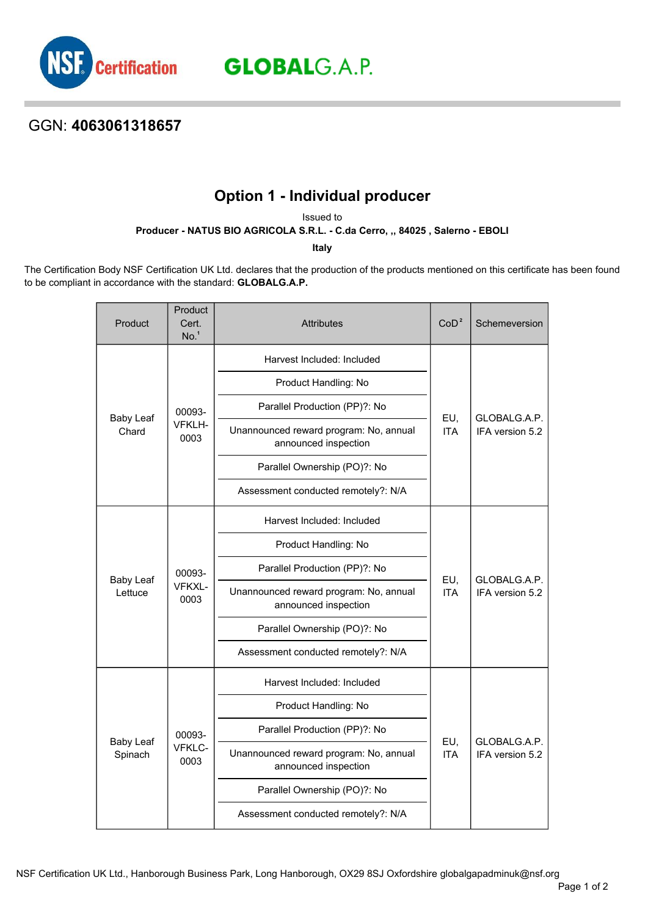NSF Certification GLOBALG.A.P.

GGN: **4063061318657**

# Option 1 - Individual producer

Issued to

**Producer - NATUS BIO AGRICOLA S.R.L. - C.da Cerro, ,, 84025 , Salerno - EBOLI**

**Italy**

The Certification Body NSF Certification UK Ltd. declares that the production of the products mentioned on this certificate has been found to be compliant in accordance with the standard: **GLOBALG.A.P.**

| Product | Product Cert. No.[1] | Attributes | CoD[2] | Schemeversion |
|---|---|---|---|---|
| Baby Leaf Chard | 00093-VFKLH-0003 | Harvest Included: Included<br>Product Handling: No<br>Parallel Production (PP)?: No<br>Unannounced reward program: No, annual announced inspection<br>Parallel Ownership (PO)?: No<br>Assessment conducted remotely?: N/A | EU, ITA | GLOBALG.A.P. IFA version 5.2 |
| Baby Leaf Lettuce | 00093-VFKXL-0003 | Harvest Included: Included<br>Product Handling: No<br>Parallel Production (PP)?: No<br>Unannounced reward program: No, annual announced inspection<br>Parallel Ownership (PO)?: No<br>Assessment conducted remotely?: N/A | EU, ITA | GLOBALG.A.P. IFA version 5.2 |
| Baby Leaf Spinach | 00093-VFKLC-0003 | Harvest Included: Included<br>Product Handling: No<br>Parallel Production (PP)?: No<br>Unannounced reward program: No, annual announced inspection<br>Parallel Ownership (PO)?: No<br>Assessment conducted remotely?: N/A | EU, ITA | GLOBALG.A.P. IFA version 5.2 |

NSF Certification UK Ltd., Hanborough Business Park, Long Hanborough, OX29 8SJ Oxfordshire globalgapadminuk@nsf.org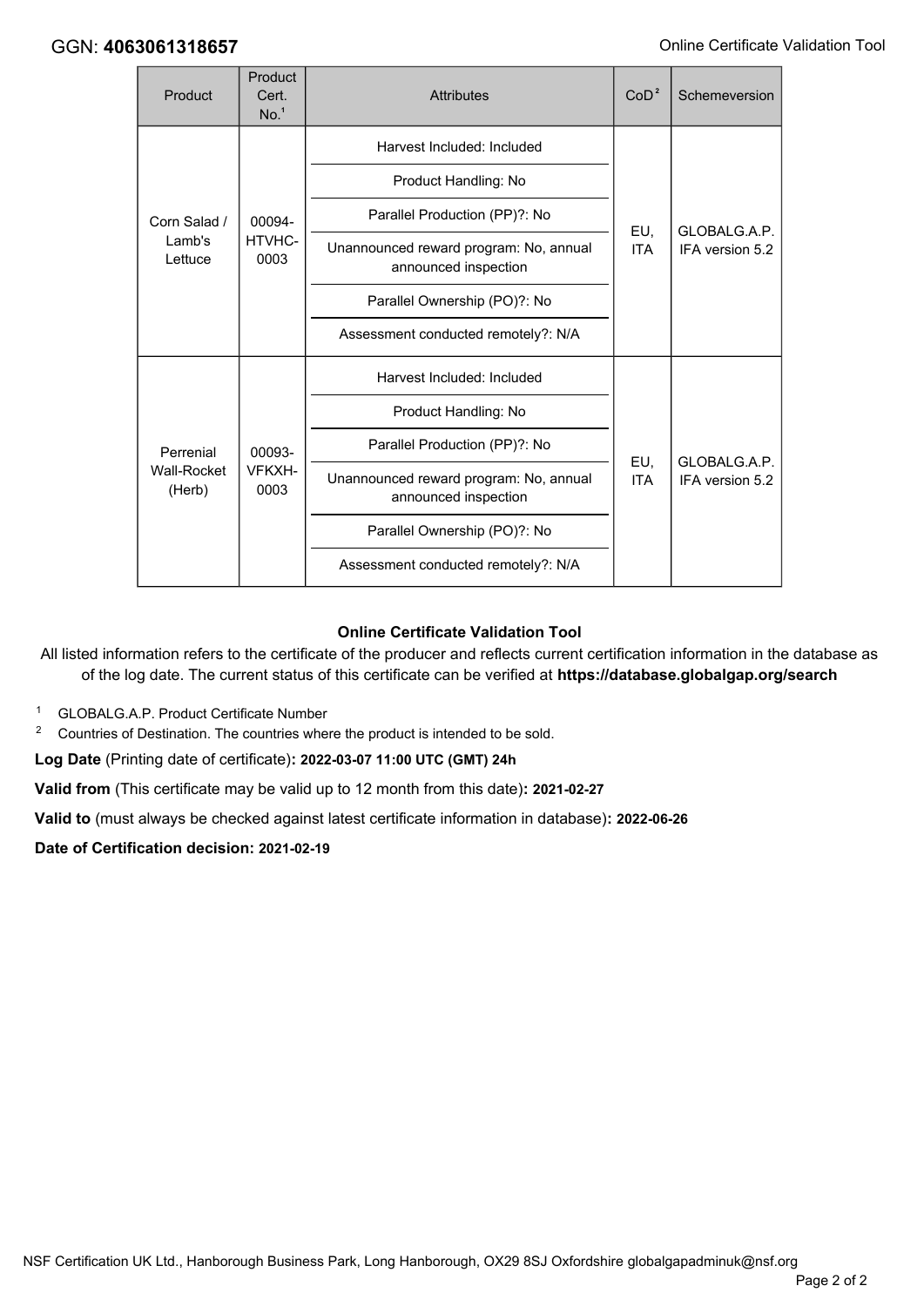GGN: **4063061318657**

| Product | Product Cert. No.[1] | Attributes | CoD[2] | Schemeversion |
|---|---|---|---|---|
| Corn Salad / Lamb's Lettuce | 00094-HTVHC-0003 | Harvest Included: Included<br>Product Handling: No<br>Parallel Production (PP)?: No<br>Unannounced reward program: No, annual announced inspection<br>Parallel Ownership (PO)?: No<br>Assessment conducted remotely?: N/A | EU, ITA | GLOBALG.A.P. IFA version 5.2 |
| Perrenial Wall-Rocket (Herb) | 00093-VFKXH-0003 | Harvest Included: Included<br>Product Handling: No<br>Parallel Production (PP)?: No<br>Unannounced reward program: No, annual announced inspection<br>Parallel Ownership (PO)?: No<br>Assessment conducted remotely?: N/A | EU, ITA | GLOBALG.A.P. IFA version 5.2 |

**Online Certificate Validation Tool**

All listed information refers to the certificate of the producer and reflects current certification information in the database as of the log date. The current status of this certificate can be verified at **https://database.globalgap.org/search**

[1] GLOBALG.A.P. Product Certificate Number

[2] Countries of Destination. The countries where the product is intended to be sold.

**Log Date** (Printing date of certificate)**: 2022-03-07 11:00 UTC (GMT) 24h**

**Valid from** (This certificate may be valid up to 12 month from this date)**: 2021-02-27**

**Valid to** (must always be checked against latest certificate information in database)**: 2022-06-26**

**Date of Certification decision: 2021-02-19**

NSF Certification UK Ltd., Hanborough Business Park, Long Hanborough, OX29 8SJ Oxfordshire globalgapadminuk@nsf.org